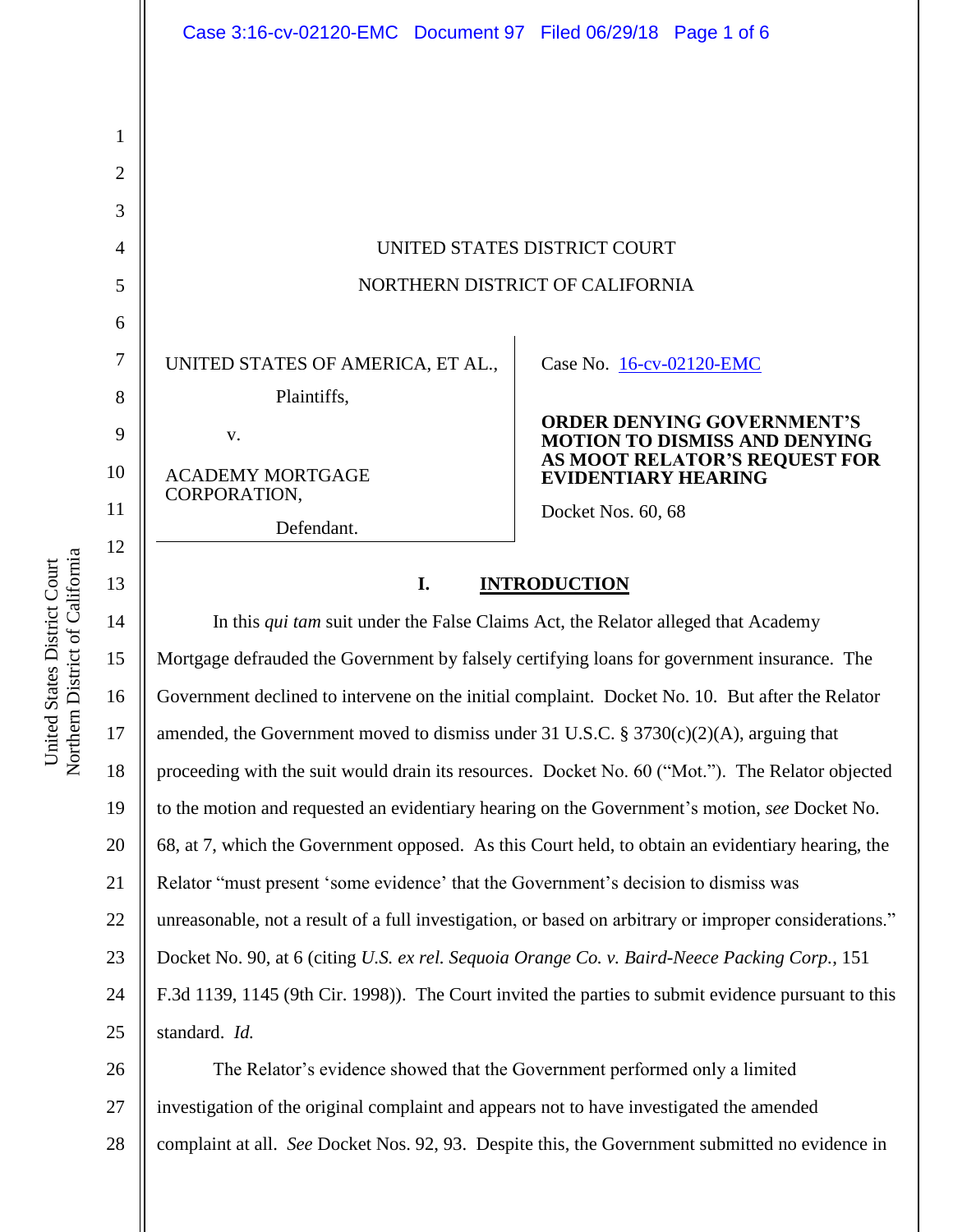UNITED STATES DISTRICT COURT

NORTHERN DISTRICT OF CALIFORNIA

UNITED STATES OF AMERICA, ET AL.,

Plaintiffs,

v.

ACADEMY MORTGAGE CORPORATION,

Defendant.

Case No. 16-cv-02120-EMC

**ORDER DENYING GOVERNMENT'S MOTION TO DISMISS AND DENYING AS MOOT RELATOR'S REQUEST FOR EVIDENTIARY HEARING**

Docket Nos. 60, 68

## I. INTRODUCTION

In this *qui tam* suit under the False Claims Act, the Relator alleged that Academy Mortgage defrauded the Government by falsely certifying loans for government insurance. The Government declined to intervene on the initial complaint. Docket No. 10. But after the Relator amended, the Government moved to dismiss under 31 U.S.C. § 3730(c)(2)(A), arguing that proceeding with the suit would drain its resources. Docket No. 60 ("Mot."). The Relator objected to the motion and requested an evidentiary hearing on the Government's motion, *see* Docket No. 68, at 7, which the Government opposed. As this Court held, to obtain an evidentiary hearing, the Relator "must present 'some evidence' that the Government's decision to dismiss was unreasonable, not a result of a full investigation, or based on arbitrary or improper considerations." Docket No. 90, at 6 (citing *U.S. ex rel. Sequoia Orange Co. v. Baird-Neece Packing Corp.*, 151 F.3d 1139, 1145 (9th Cir. 1998)). The Court invited the parties to submit evidence pursuant to this standard. *Id.*

The Relator's evidence showed that the Government performed only a limited investigation of the original complaint and appears not to have investigated the amended complaint at all. *See* Docket Nos. 92, 93. Despite this, the Government submitted no evidence in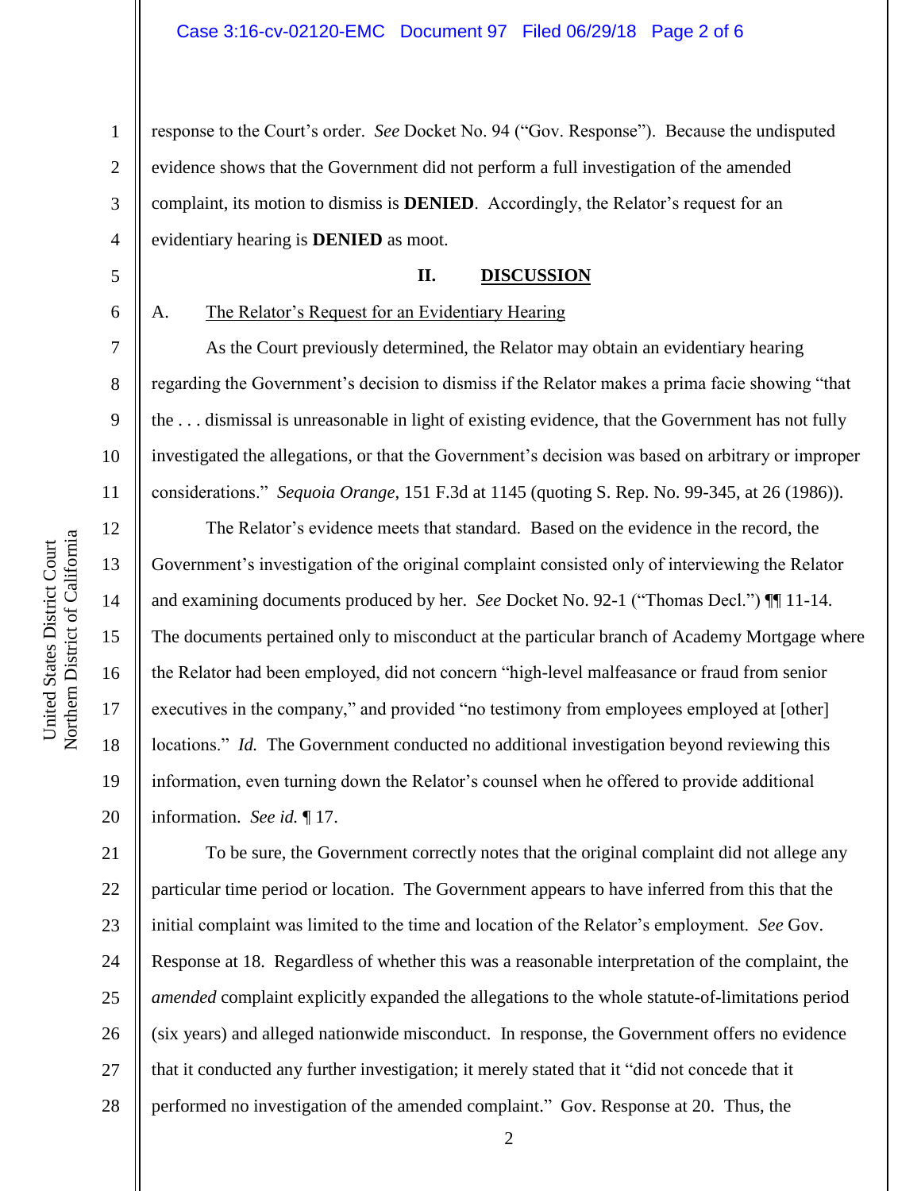response to the Court's order. *See* Docket No. 94 ("Gov. Response"). Because the undisputed evidence shows that the Government did not perform a full investigation of the amended complaint, its motion to dismiss is **DENIED**. Accordingly, the Relator's request for an evidentiary hearing is **DENIED** as moot.

## II. DISCUSSION

### A. The Relator's Request for an Evidentiary Hearing

As the Court previously determined, the Relator may obtain an evidentiary hearing regarding the Government's decision to dismiss if the Relator makes a prima facie showing "that the . . . dismissal is unreasonable in light of existing evidence, that the Government has not fully investigated the allegations, or that the Government's decision was based on arbitrary or improper considerations." *Sequoia Orange*, 151 F.3d at 1145 (quoting S. Rep. No. 99-345, at 26 (1986)).

The Relator's evidence meets that standard. Based on the evidence in the record, the Government's investigation of the original complaint consisted only of interviewing the Relator and examining documents produced by her. *See* Docket No. 92-1 ("Thomas Decl.") ¶¶ 11-14. The documents pertained only to misconduct at the particular branch of Academy Mortgage where the Relator had been employed, did not concern "high-level malfeasance or fraud from senior executives in the company," and provided "no testimony from employees employed at [other] locations." *Id.* The Government conducted no additional investigation beyond reviewing this information, even turning down the Relator's counsel when he offered to provide additional information. *See id.* ¶ 17.

To be sure, the Government correctly notes that the original complaint did not allege any particular time period or location. The Government appears to have inferred from this that the initial complaint was limited to the time and location of the Relator's employment. *See* Gov. Response at 18. Regardless of whether this was a reasonable interpretation of the complaint, the *amended* complaint explicitly expanded the allegations to the whole statute-of-limitations period (six years) and alleged nationwide misconduct. In response, the Government offers no evidence that it conducted any further investigation; it merely stated that it "did not concede that it performed no investigation of the amended complaint." Gov. Response at 20. Thus, the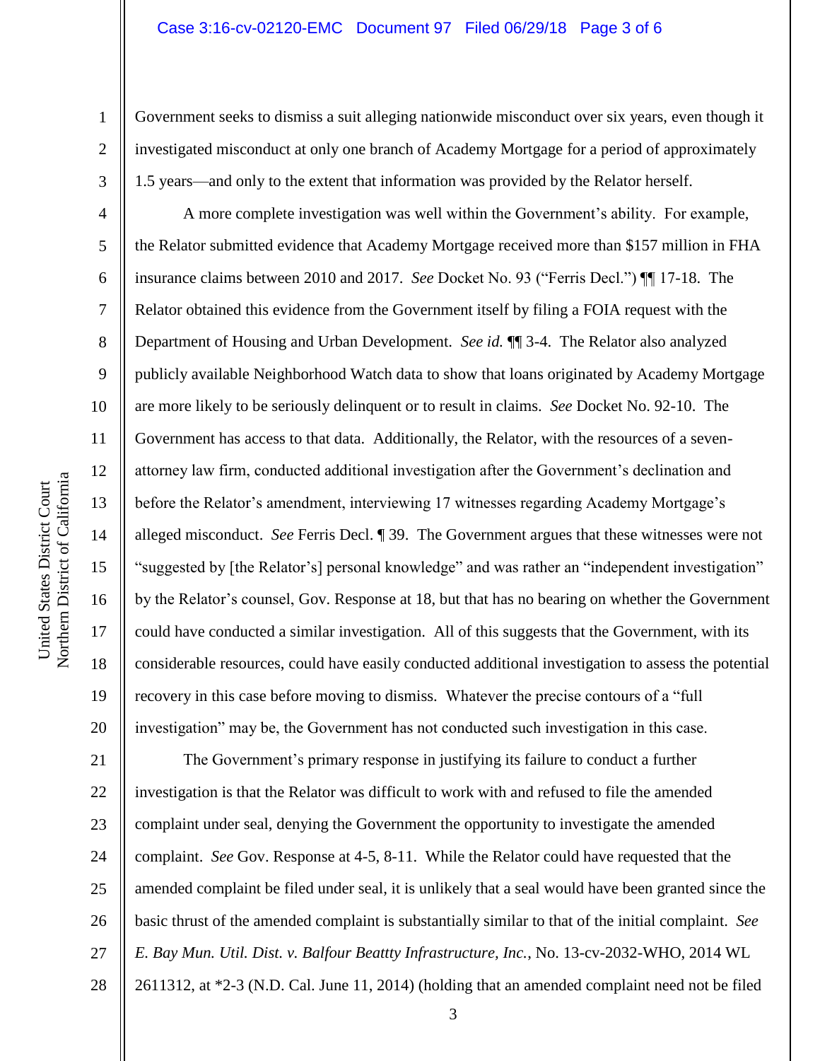Government seeks to dismiss a suit alleging nationwide misconduct over six years, even though it investigated misconduct at only one branch of Academy Mortgage for a period of approximately 1.5 years—and only to the extent that information was provided by the Relator herself.

A more complete investigation was well within the Government's ability. For example, the Relator submitted evidence that Academy Mortgage received more than $157 million in FHA insurance claims between 2010 and 2017. *See* Docket No. 93 ("Ferris Decl.") ¶¶ 17-18. The Relator obtained this evidence from the Government itself by filing a FOIA request with the Department of Housing and Urban Development. *See id.* ¶¶ 3-4. The Relator also analyzed publicly available Neighborhood Watch data to show that loans originated by Academy Mortgage are more likely to be seriously delinquent or to result in claims. *See* Docket No. 92-10. The Government has access to that data. Additionally, the Relator, with the resources of a seven-attorney law firm, conducted additional investigation after the Government's declination and before the Relator's amendment, interviewing 17 witnesses regarding Academy Mortgage's alleged misconduct. *See* Ferris Decl. ¶ 39. The Government argues that these witnesses were not "suggested by [the Relator's] personal knowledge" and was rather an "independent investigation" by the Relator's counsel, Gov. Response at 18, but that has no bearing on whether the Government could have conducted a similar investigation. All of this suggests that the Government, with its considerable resources, could have easily conducted additional investigation to assess the potential recovery in this case before moving to dismiss. Whatever the precise contours of a "full investigation" may be, the Government has not conducted such investigation in this case.

The Government's primary response in justifying its failure to conduct a further investigation is that the Relator was difficult to work with and refused to file the amended complaint under seal, denying the Government the opportunity to investigate the amended complaint. *See* Gov. Response at 4-5, 8-11. While the Relator could have requested that the amended complaint be filed under seal, it is unlikely that a seal would have been granted since the basic thrust of the amended complaint is substantially similar to that of the initial complaint. *See E. Bay Mun. Util. Dist. v. Balfour Beattty Infrastructure, Inc.*, No. 13-cv-2032-WHO, 2014 WL 2611312, at *2-3 (N.D. Cal. June 11, 2014) (holding that an amended complaint need not be filed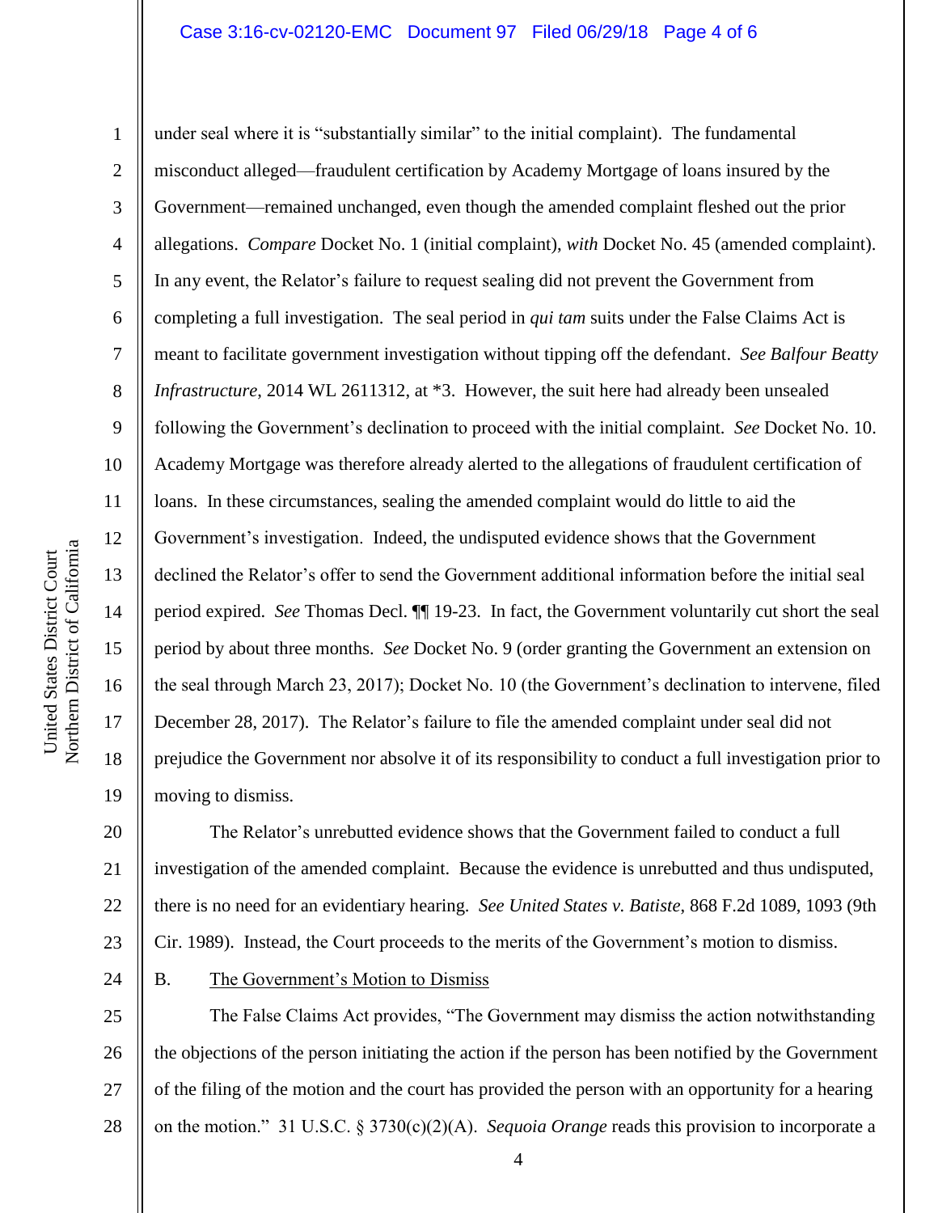under seal where it is "substantially similar" to the initial complaint). The fundamental misconduct alleged—fraudulent certification by Academy Mortgage of loans insured by the Government—remained unchanged, even though the amended complaint fleshed out the prior allegations. *Compare* Docket No. 1 (initial complaint), *with* Docket No. 45 (amended complaint). In any event, the Relator's failure to request sealing did not prevent the Government from completing a full investigation. The seal period in *qui tam* suits under the False Claims Act is meant to facilitate government investigation without tipping off the defendant. *See Balfour Beatty Infrastructure*, 2014 WL 2611312, at *3. However, the suit here had already been unsealed following the Government's declination to proceed with the initial complaint. *See* Docket No. 10. Academy Mortgage was therefore already alerted to the allegations of fraudulent certification of loans. In these circumstances, sealing the amended complaint would do little to aid the Government's investigation. Indeed, the undisputed evidence shows that the Government declined the Relator's offer to send the Government additional information before the initial seal period expired. *See* Thomas Decl. ¶¶ 19-23. In fact, the Government voluntarily cut short the seal period by about three months. *See* Docket No. 9 (order granting the Government an extension on the seal through March 23, 2017); Docket No. 10 (the Government's declination to intervene, filed December 28, 2017). The Relator's failure to file the amended complaint under seal did not prejudice the Government nor absolve it of its responsibility to conduct a full investigation prior to moving to dismiss.

The Relator's unrebutted evidence shows that the Government failed to conduct a full investigation of the amended complaint. Because the evidence is unrebutted and thus undisputed, there is no need for an evidentiary hearing. *See United States v. Batiste*, 868 F.2d 1089, 1093 (9th Cir. 1989). Instead, the Court proceeds to the merits of the Government's motion to dismiss.

B. The Government's Motion to Dismiss

The False Claims Act provides, "The Government may dismiss the action notwithstanding the objections of the person initiating the action if the person has been notified by the Government of the filing of the motion and the court has provided the person with an opportunity for a hearing on the motion." 31 U.S.C. § 3730(c)(2)(A). *Sequoia Orange* reads this provision to incorporate a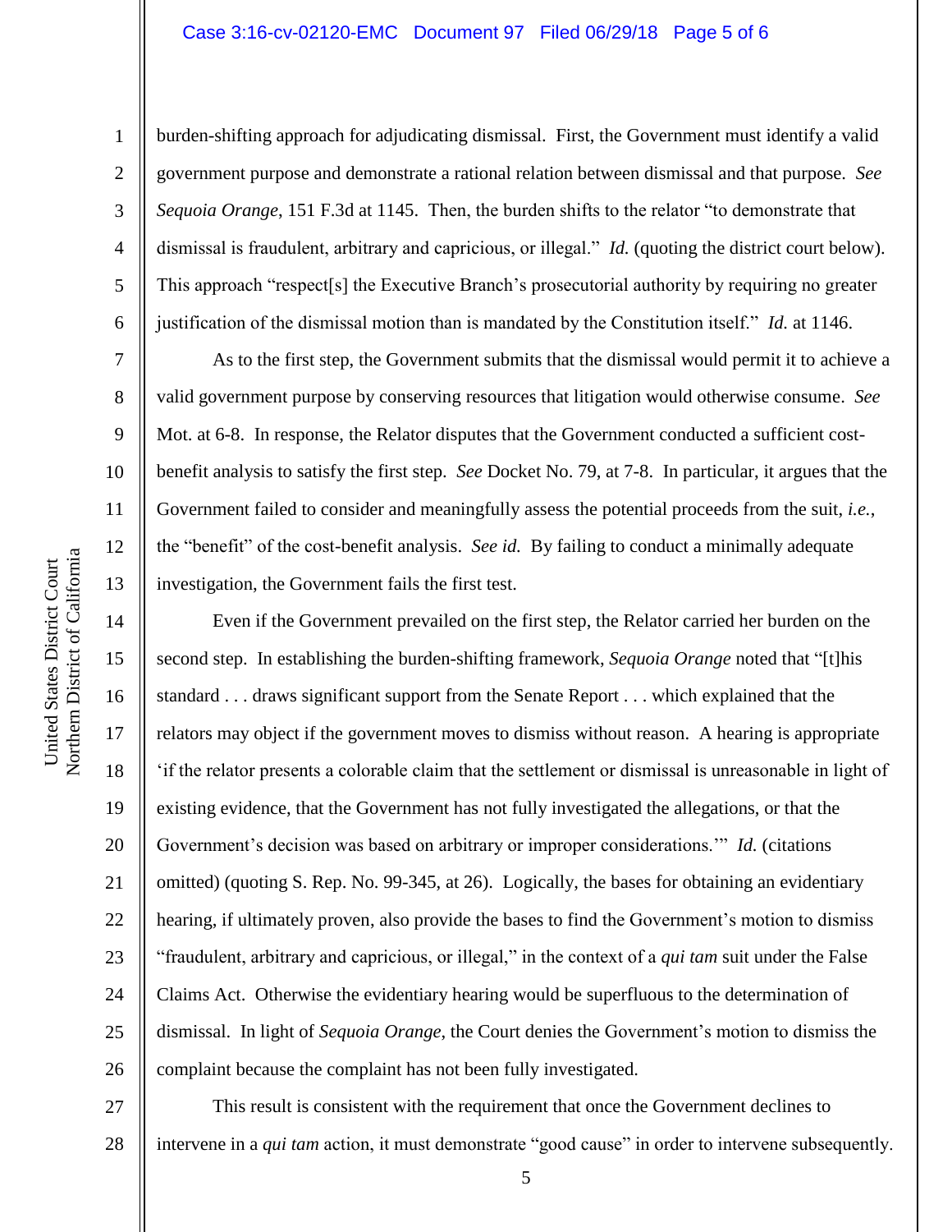burden-shifting approach for adjudicating dismissal. First, the Government must identify a valid government purpose and demonstrate a rational relation between dismissal and that purpose. *See Sequoia Orange*, 151 F.3d at 1145. Then, the burden shifts to the relator "to demonstrate that dismissal is fraudulent, arbitrary and capricious, or illegal." *Id.* (quoting the district court below). This approach "respect[s] the Executive Branch's prosecutorial authority by requiring no greater justification of the dismissal motion than is mandated by the Constitution itself." *Id.* at 1146.

As to the first step, the Government submits that the dismissal would permit it to achieve a valid government purpose by conserving resources that litigation would otherwise consume. *See* Mot. at 6-8. In response, the Relator disputes that the Government conducted a sufficient cost-benefit analysis to satisfy the first step. *See* Docket No. 79, at 7-8. In particular, it argues that the Government failed to consider and meaningfully assess the potential proceeds from the suit, *i.e.*, the "benefit" of the cost-benefit analysis. *See id.* By failing to conduct a minimally adequate investigation, the Government fails the first test.

Even if the Government prevailed on the first step, the Relator carried her burden on the second step. In establishing the burden-shifting framework, *Sequoia Orange* noted that "[t]his standard . . . draws significant support from the Senate Report . . . which explained that the relators may object if the government moves to dismiss without reason. A hearing is appropriate 'if the relator presents a colorable claim that the settlement or dismissal is unreasonable in light of existing evidence, that the Government has not fully investigated the allegations, or that the Government's decision was based on arbitrary or improper considerations.'" *Id.* (citations omitted) (quoting S. Rep. No. 99-345, at 26). Logically, the bases for obtaining an evidentiary hearing, if ultimately proven, also provide the bases to find the Government's motion to dismiss "fraudulent, arbitrary and capricious, or illegal," in the context of a *qui tam* suit under the False Claims Act. Otherwise the evidentiary hearing would be superfluous to the determination of dismissal. In light of *Sequoia Orange*, the Court denies the Government's motion to dismiss the complaint because the complaint has not been fully investigated.

This result is consistent with the requirement that once the Government declines to intervene in a *qui tam* action, it must demonstrate "good cause" in order to intervene subsequently.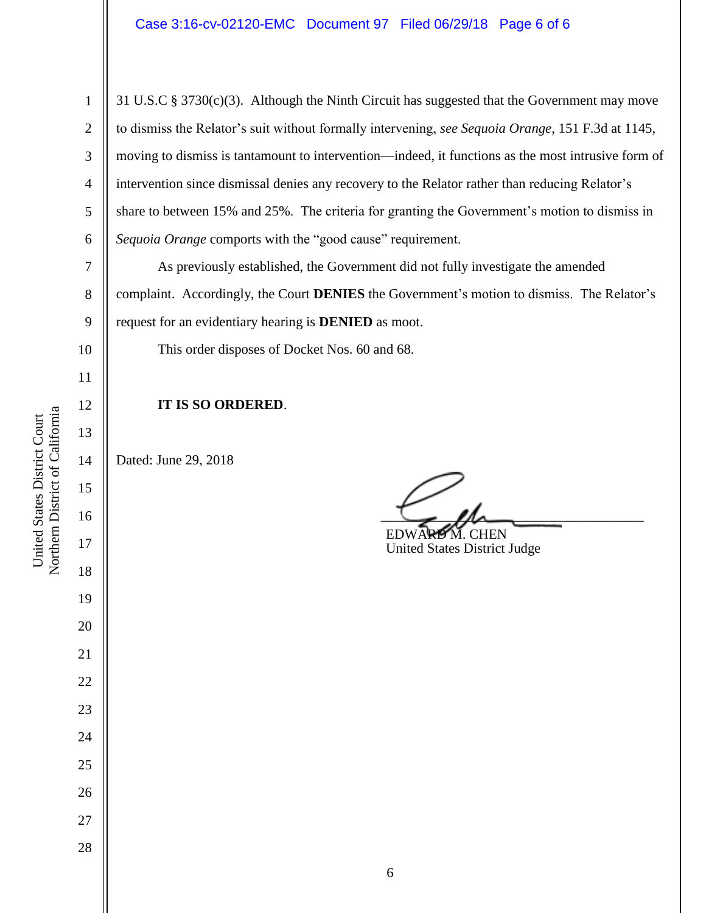31 U.S.C § 3730(c)(3). Although the Ninth Circuit has suggested that the Government may move to dismiss the Relator's suit without formally intervening, *see Sequoia Orange*, 151 F.3d at 1145, moving to dismiss is tantamount to intervention—indeed, it functions as the most intrusive form of intervention since dismissal denies any recovery to the Relator rather than reducing Relator's share to between 15% and 25%. The criteria for granting the Government's motion to dismiss in *Sequoia Orange* comports with the "good cause" requirement.

As previously established, the Government did not fully investigate the amended complaint. Accordingly, the Court **DENIES** the Government's motion to dismiss. The Relator's request for an evidentiary hearing is **DENIED** as moot.

This order disposes of Docket Nos. 60 and 68.

**IT IS SO ORDERED**.

Dated: June 29, 2018

EDWARD M. CHEN
United States District Judge